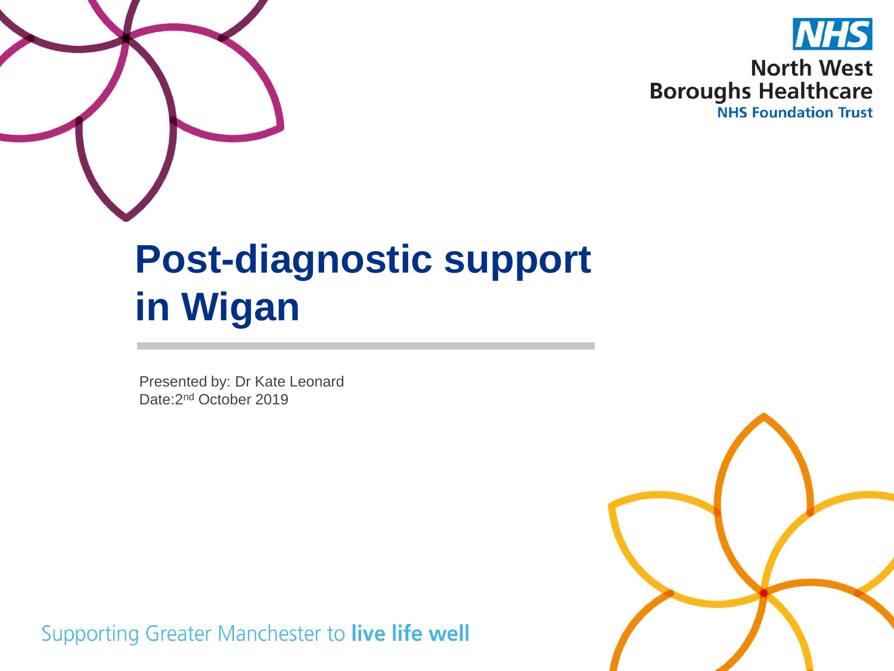North West Boroughs Healthcare
NHS Foundation Trust

# Post-diagnostic support in Wigan

Presented by: Dr Kate Leonard
Date:2nd October 2019

Supporting Greater Manchester to **live life well**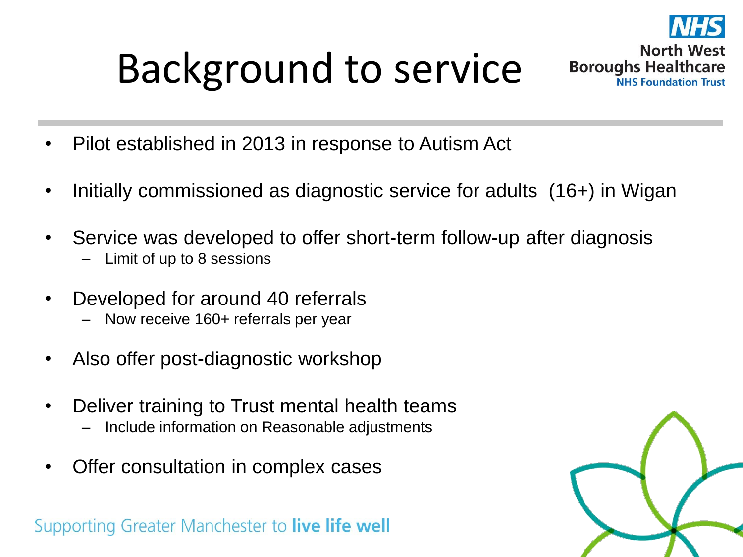# Background to service

- Pilot established in 2013 in response to Autism Act
- Initially commissioned as diagnostic service for adults (16+) in Wigan
- Service was developed to offer short-term follow-up after diagnosis
  - Limit of up to 8 sessions
- Developed for around 40 referrals
  - Now receive 160+ referrals per year
- Also offer post-diagnostic workshop
- Deliver training to Trust mental health teams
  - Include information on Reasonable adjustments
- Offer consultation in complex cases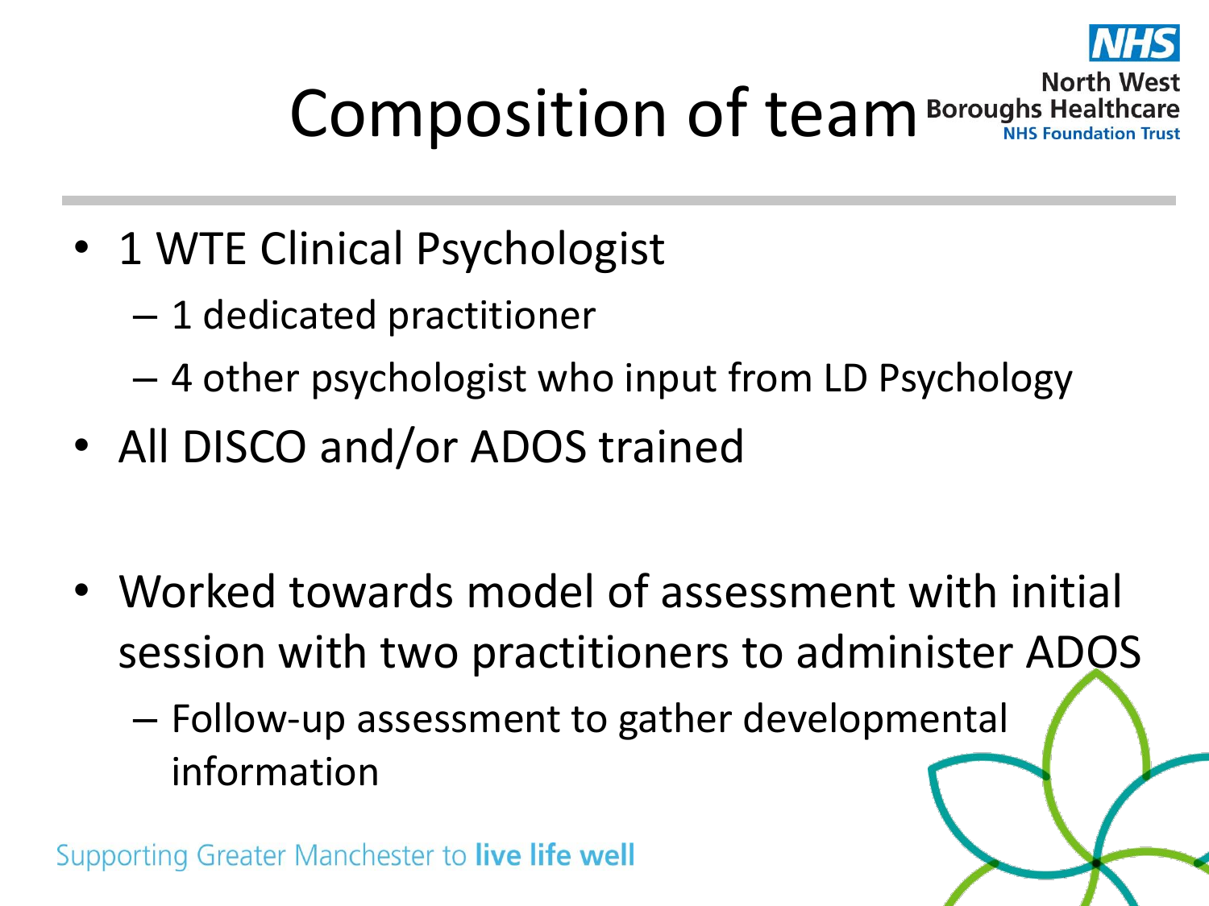# Composition of team

- 1 WTE Clinical Psychologist
  - 1 dedicated practitioner
  - 4 other psychologist who input from LD Psychology
- All DISCO and/or ADOS trained

- Worked towards model of assessment with initial session with two practitioners to administer ADOS
  - Follow-up assessment to gather developmental information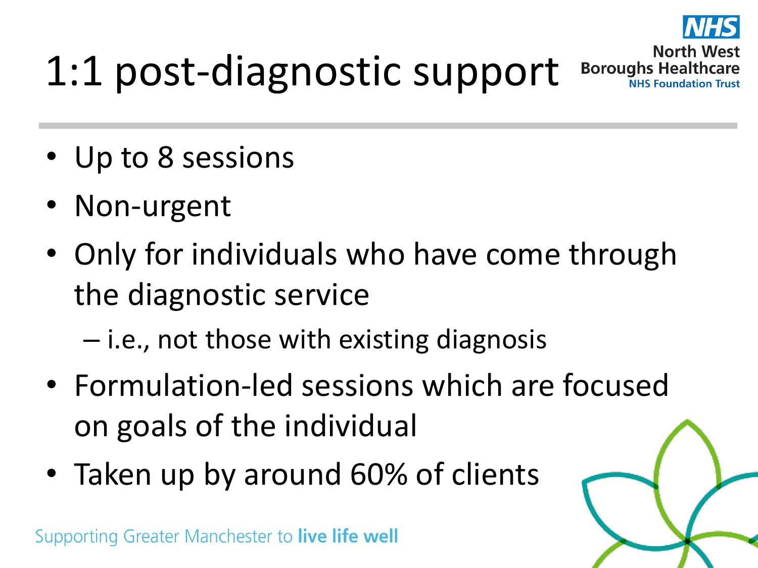# 1:1 post-diagnostic support

- Up to 8 sessions
- Non-urgent
- Only for individuals who have come through the diagnostic service
  - i.e., not those with existing diagnosis
- Formulation-led sessions which are focused on goals of the individual
- Taken up by around 60% of clients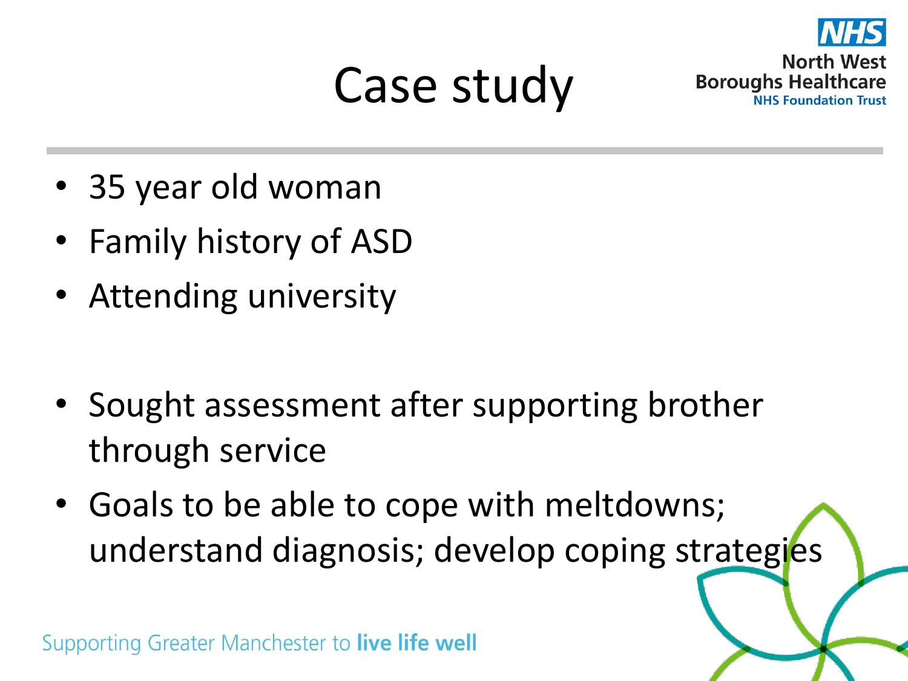# Case study

- 35 year old woman
- Family history of ASD
- Attending university

- Sought assessment after supporting brother through service
- Goals to be able to cope with meltdowns; understand diagnosis; develop coping strategies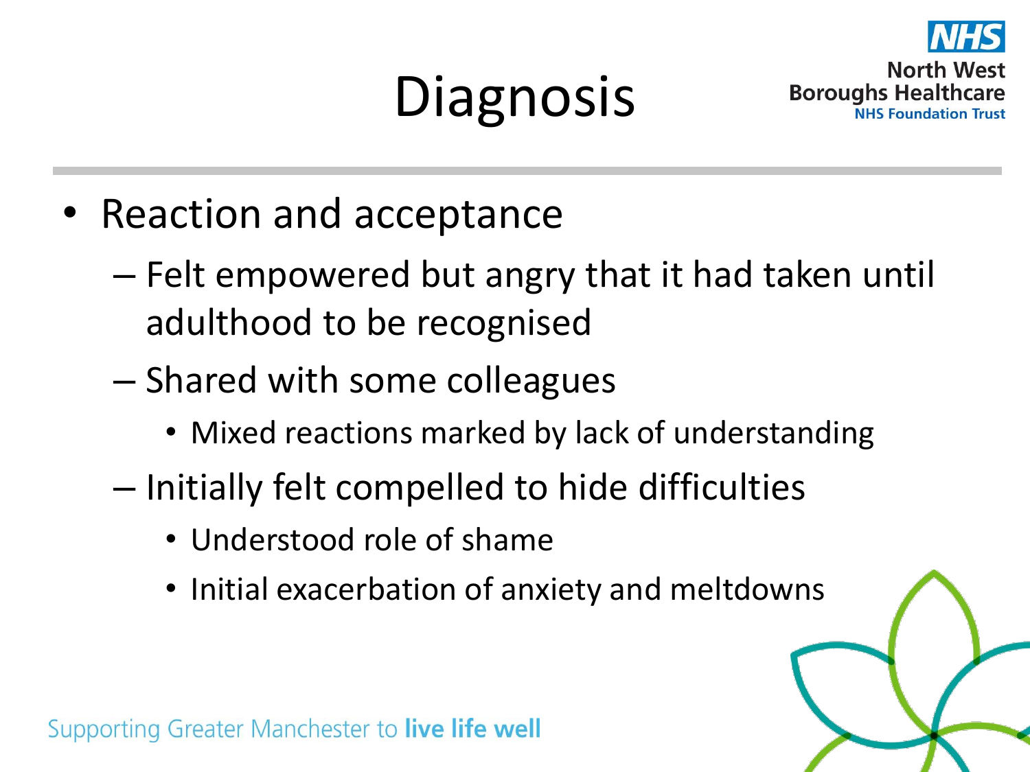# Diagnosis

- Reaction and acceptance
  - Felt empowered but angry that it had taken until adulthood to be recognised
  - Shared with some colleagues
    - Mixed reactions marked by lack of understanding
  - Initially felt compelled to hide difficulties
    - Understood role of shame
    - Initial exacerbation of anxiety and meltdowns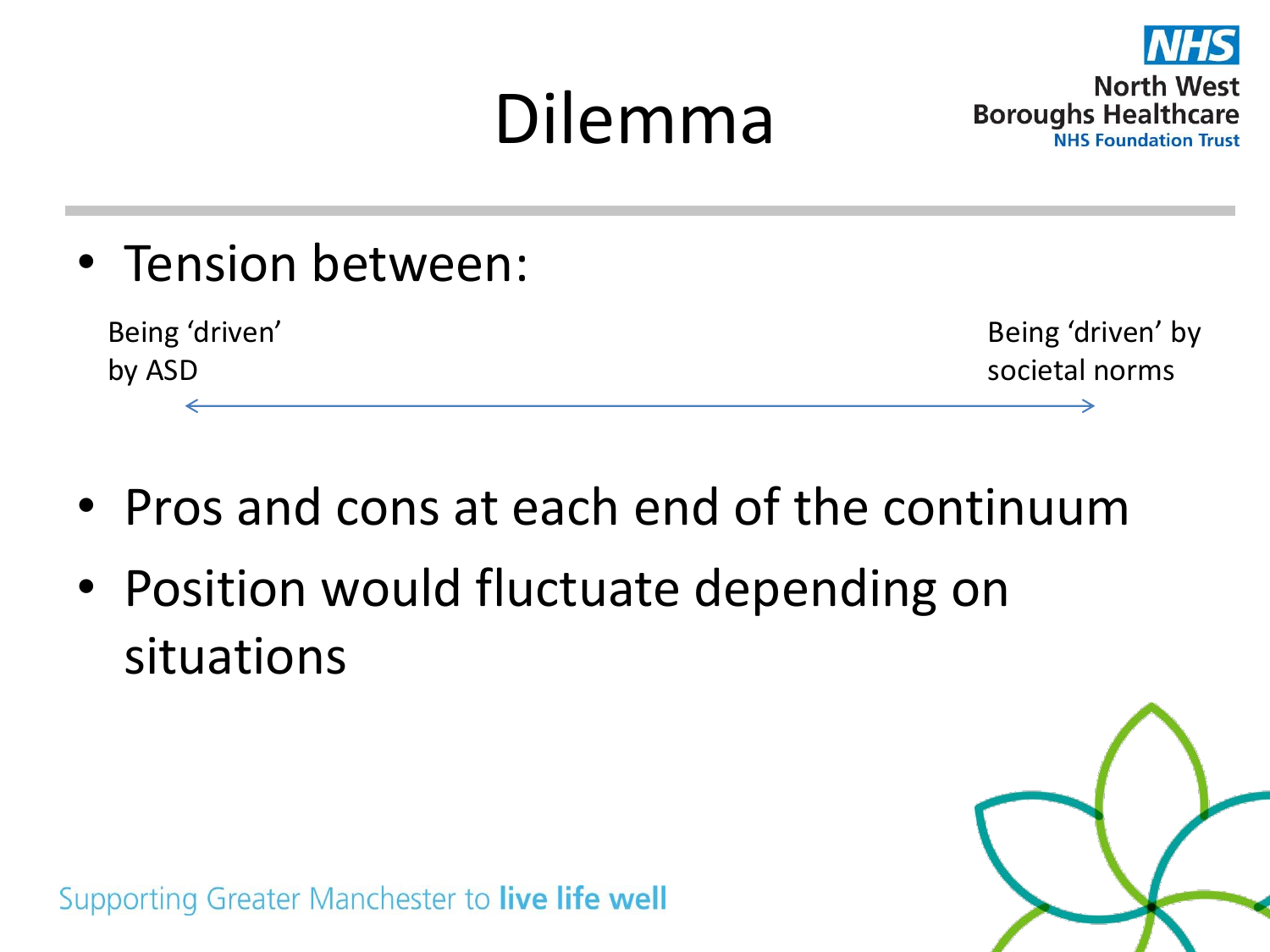# Dilemma

- Tension between:

Being ‘driven’ by ASD ⟷ Being ‘driven’ by societal norms

- Pros and cons at each end of the continuum
- Position would fluctuate depending on situations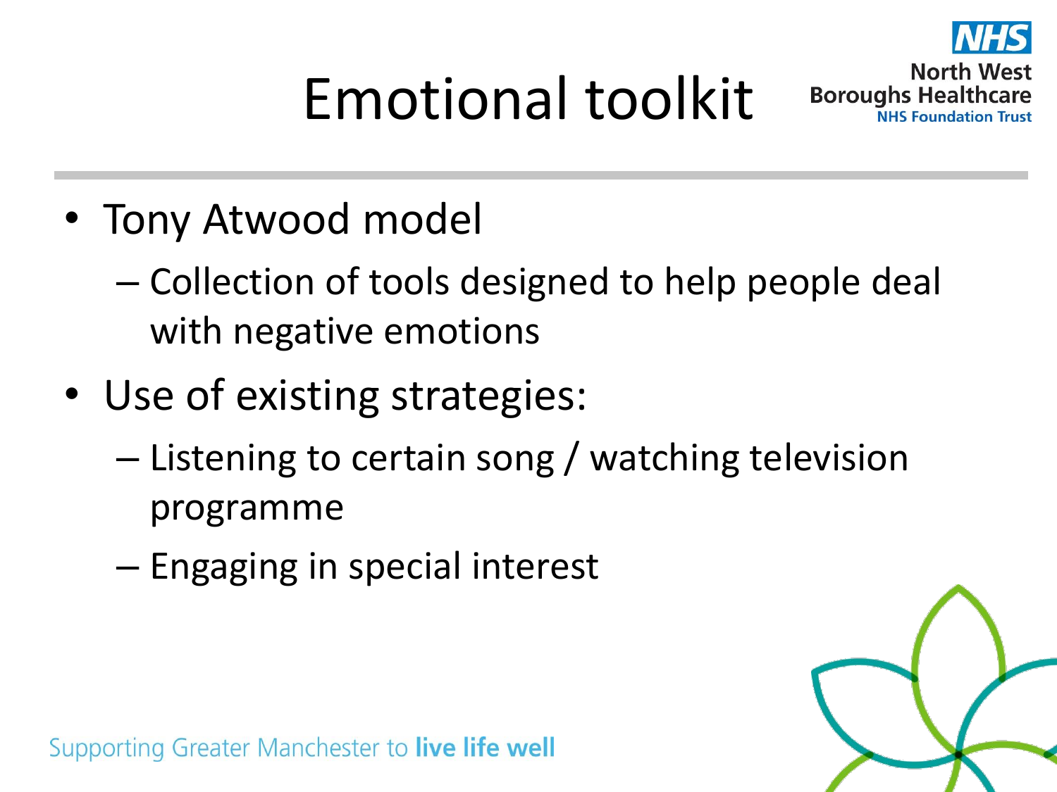# Emotional toolkit

- Tony Atwood model
  - Collection of tools designed to help people deal with negative emotions
- Use of existing strategies:
  - Listening to certain song / watching television programme
  - Engaging in special interest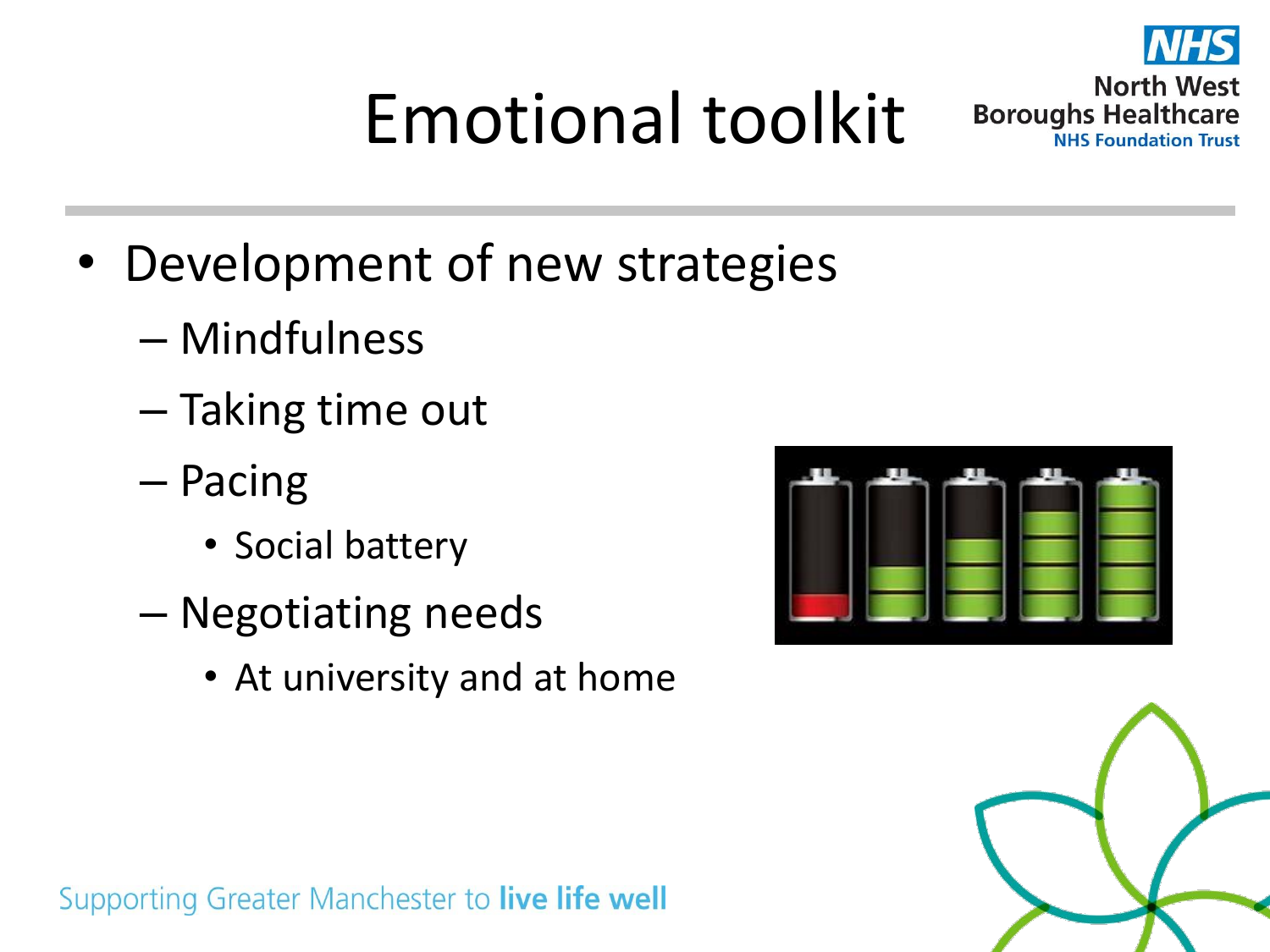# Emotional toolkit

- Development of new strategies
  - Mindfulness
  - Taking time out
  - Pacing
    - Social battery
  - Negotiating needs
    - At university and at home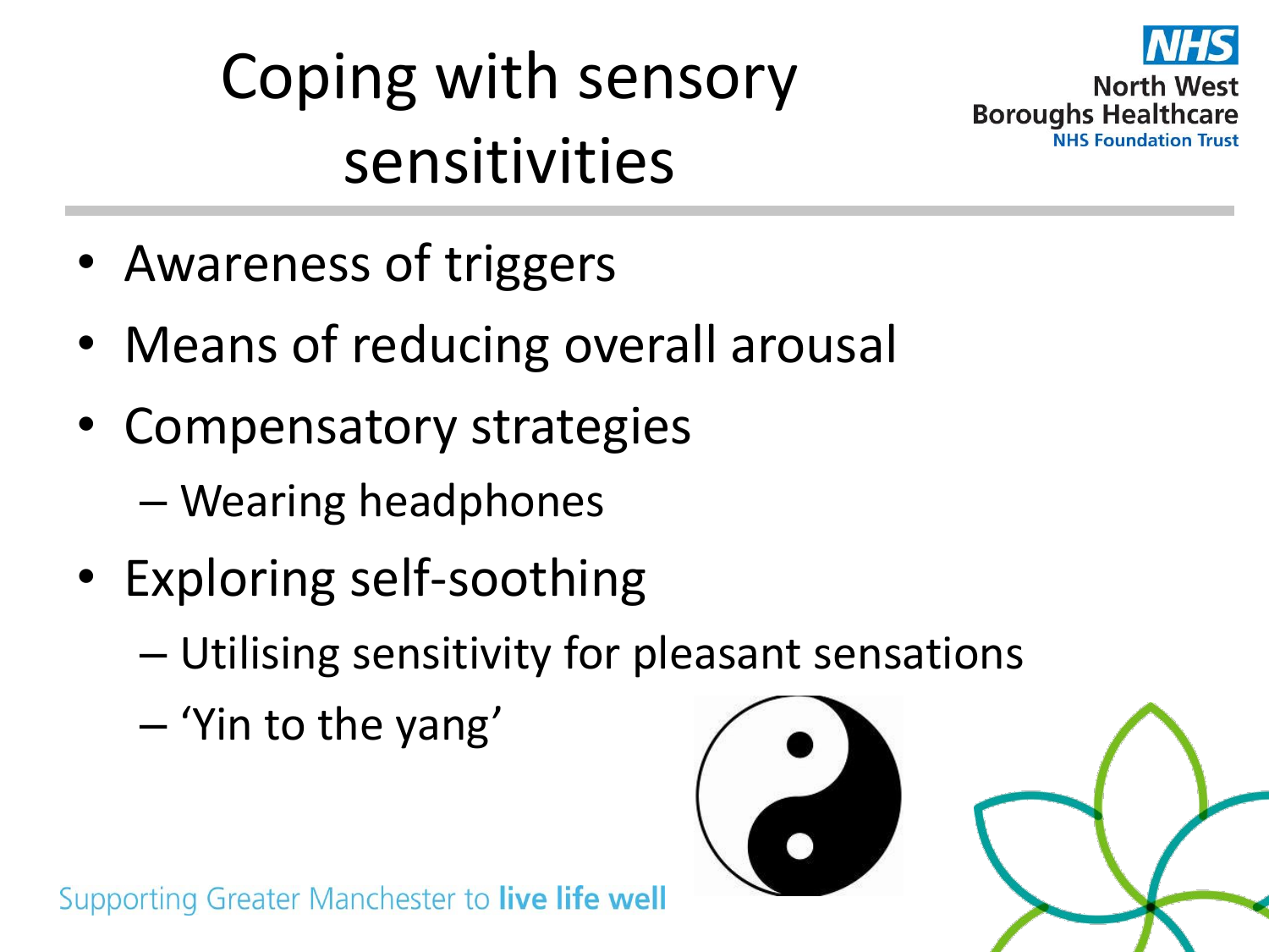# Coping with sensory sensitivities

- Awareness of triggers
- Means of reducing overall arousal
- Compensatory strategies
  - Wearing headphones
- Exploring self-soothing
  - Utilising sensitivity for pleasant sensations
  - 'Yin to the yang'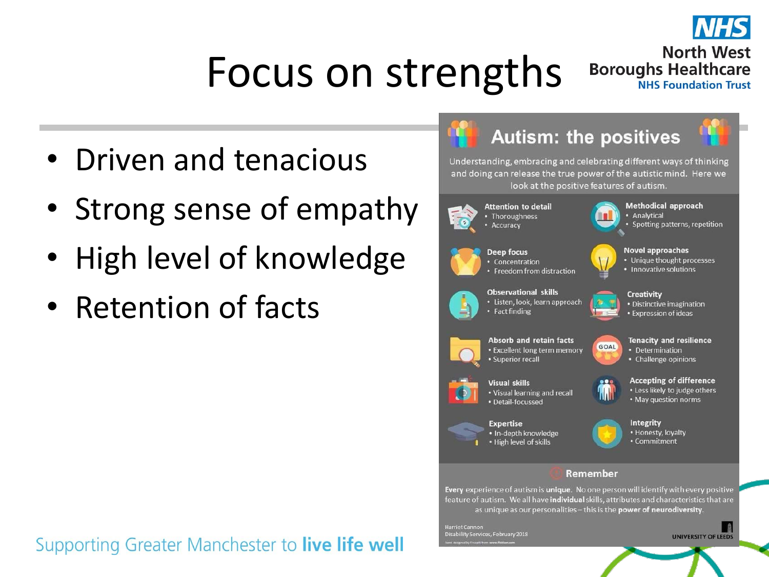# Focus on strengths

- Driven and tenacious
- Strong sense of empathy
- High level of knowledge
- Retention of facts

## Autism: the positives

Understanding, embracing and celebrating different ways of thinking and doing can release the true power of the autistic mind. Here we look at the positive features of autism.

**Attention to detail**
- Thoroughness
- Accuracy

**Methodical approach**
- Analytical
- Spotting patterns, repetition

**Deep focus**
- Concentration
- Freedom from distraction

**Novel approaches**
- Unique thought processes
- Innovative solutions

**Observational skills**
- Listen, look, learn approach
- Fact finding

**Creativity**
- Distinctive imagination
- Expression of ideas

**Absorb and retain facts**
- Excellent long term memory
- Superior recall

**Tenacity and resilience**
- Determination
- Challenge opinions

**Visual skills**
- Visual learning and recall
- Detail-focussed

**Accepting of difference**
- Less likely to judge others
- May question norms

**Expertise**
- In-depth knowledge
- High level of skills

**Integrity**
- Honesty, loyalty
- Commitment

**Remember**

Every experience of autism is **unique**. No one person will identify with every positive feature of autism. We all have **individual** skills, attributes and characteristics that are as unique as our personalities – this is the **power of neurodiversity**.

Harriet Cannon
Disability Services, February 2018

UNIVERSITY OF LEEDS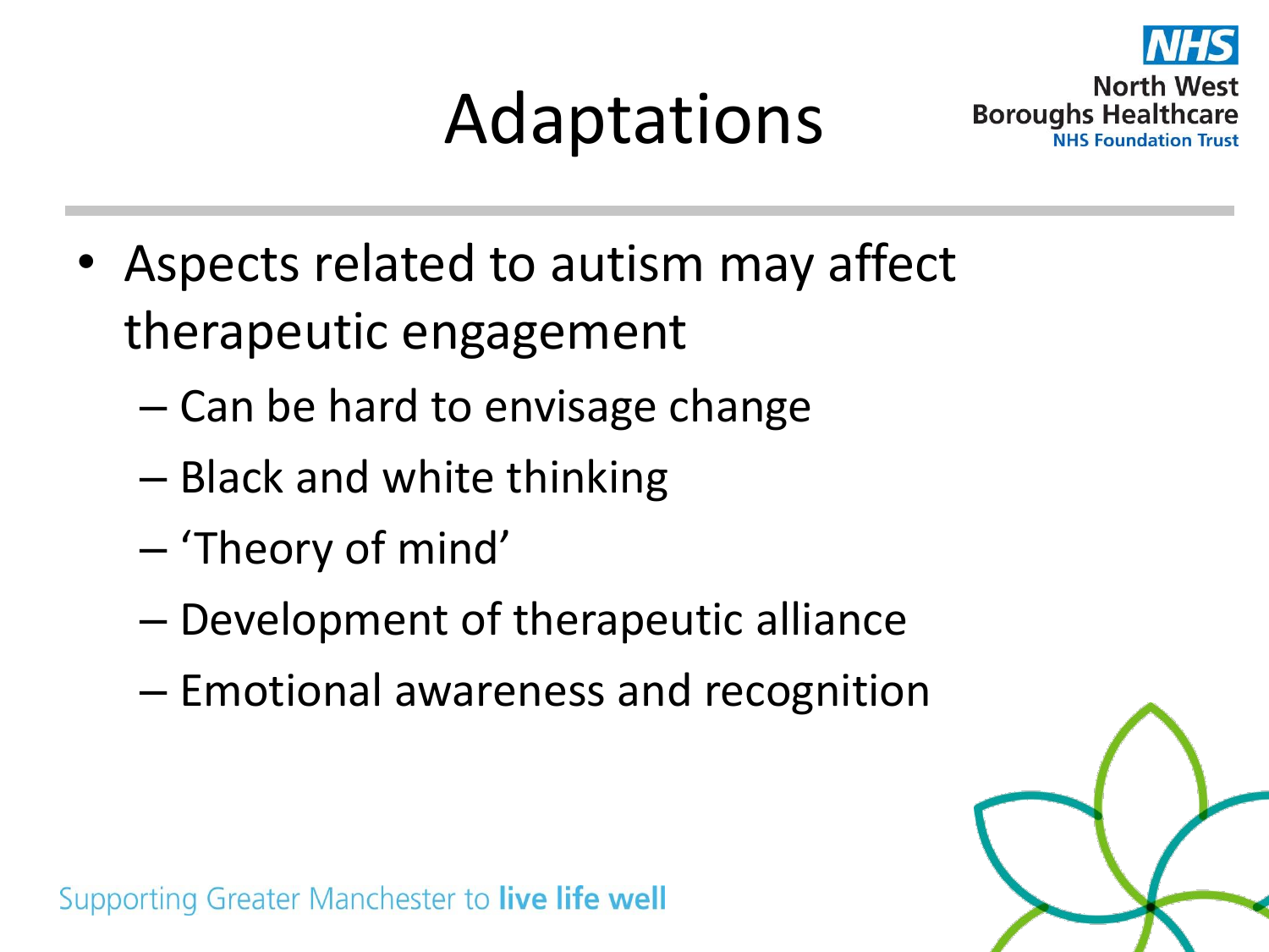# Adaptations

- Aspects related to autism may affect therapeutic engagement
  - Can be hard to envisage change
  - Black and white thinking
  - 'Theory of mind'
  - Development of therapeutic alliance
  - Emotional awareness and recognition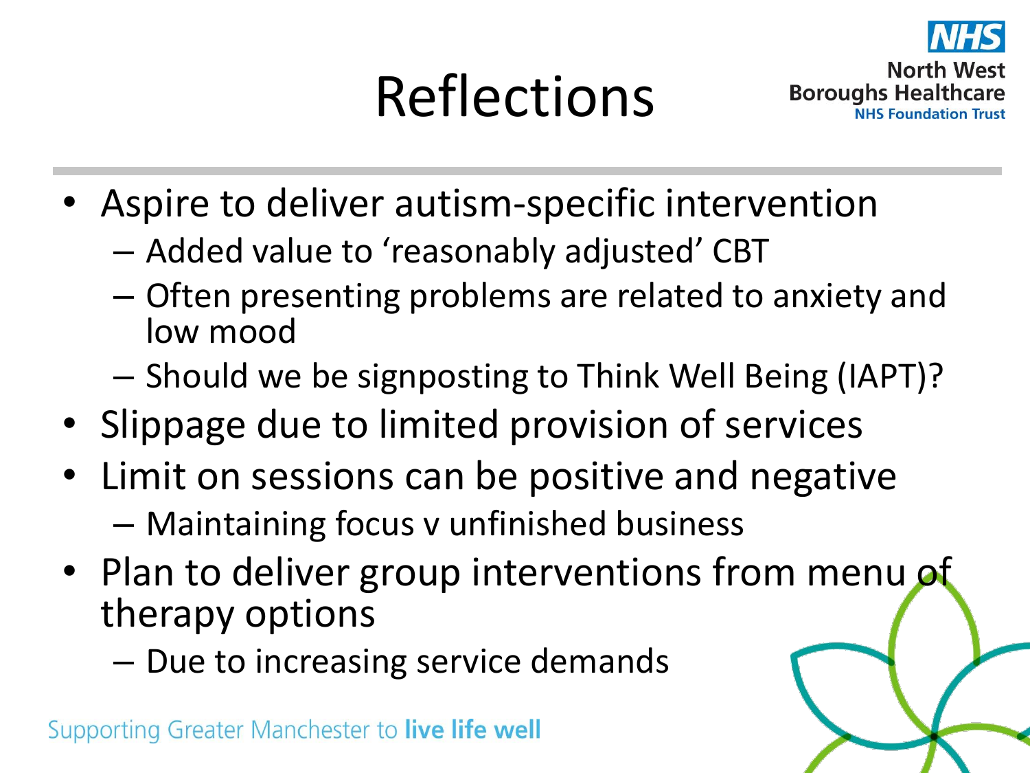# Reflections

- Aspire to deliver autism-specific intervention
  - Added value to 'reasonably adjusted' CBT
  - Often presenting problems are related to anxiety and low mood
  - Should we be signposting to Think Well Being (IAPT)?
- Slippage due to limited provision of services
- Limit on sessions can be positive and negative
  - Maintaining focus v unfinished business
- Plan to deliver group interventions from menu of therapy options
  - Due to increasing service demands